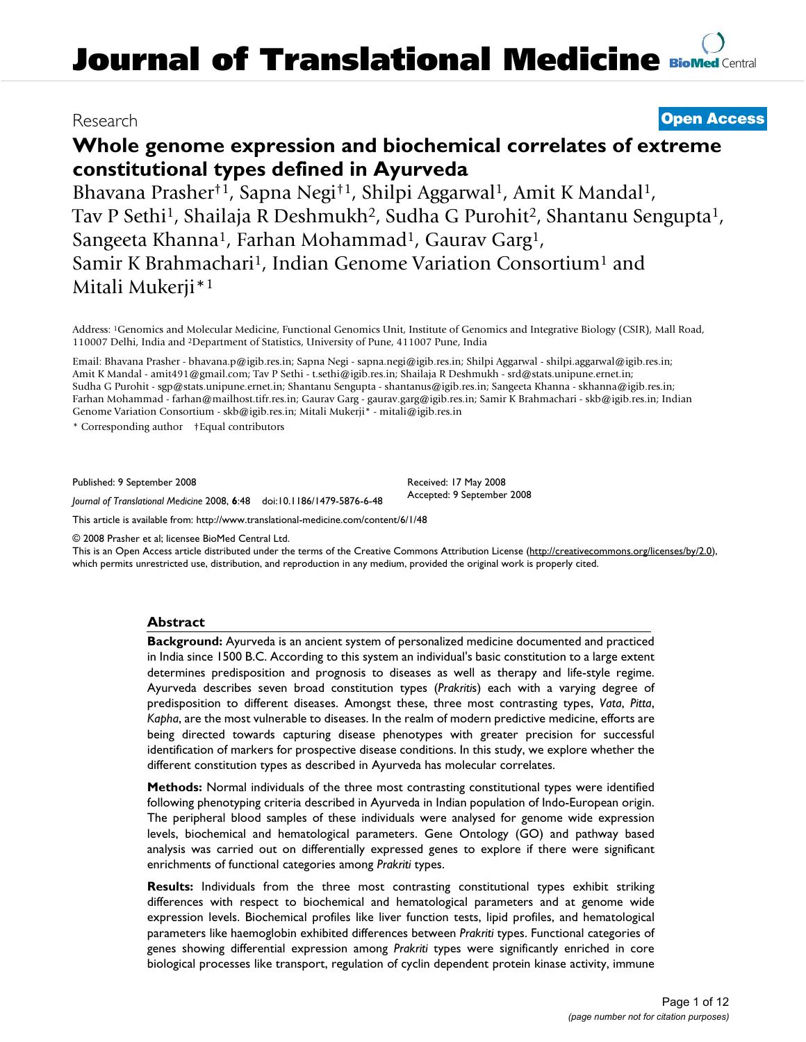Research

**Open Access**

# Whole genome expression and biochemical correlates of extreme constitutional types defined in Ayurveda

Bhavana Prasher†[1], Sapna Negi†[1], Shilpi Aggarwal[1], Amit K Mandal[1], Tav P Sethi[1], Shailaja R Deshmukh[2], Sudha G Purohit[2], Shantanu Sengupta[1], Sangeeta Khanna[1], Farhan Mohammad[1], Gaurav Garg[1], Samir K Brahmachari[1], Indian Genome Variation Consortium[1] and Mitali Mukerji*[1]

Address: [1]Genomics and Molecular Medicine, Functional Genomics Unit, Institute of Genomics and Integrative Biology (CSIR), Mall Road, 110007 Delhi, India and [2]Department of Statistics, University of Pune, 411007 Pune, India

Email: Bhavana Prasher - bhavana.p@igib.res.in; Sapna Negi - sapna.negi@igib.res.in; Shilpi Aggarwal - shilpi.aggarwal@igib.res.in; Amit K Mandal - amit491@gmail.com; Tav P Sethi - t.sethi@igib.res.in; Shailaja R Deshmukh - srd@stats.unipune.ernet.in; Sudha G Purohit - sgp@stats.unipune.ernet.in; Shantanu Sengupta - shantanus@igib.res.in; Sangeeta Khanna - skhanna@igib.res.in; Farhan Mohammad - farhan@mailhost.tifr.res.in; Gaurav Garg - gaurav.garg@igib.res.in; Samir K Brahmachari - skb@igib.res.in; Indian Genome Variation Consortium - skb@igib.res.in; Mitali Mukerji* - mitali@igib.res.in

\* Corresponding author †Equal contributors

Published: 9 September 2008

*Journal of Translational Medicine* 2008, **6**:48 doi:10.1186/1479-5876-6-48

Received: 17 May 2008
Accepted: 9 September 2008

This article is available from: http://www.translational-medicine.com/content/6/1/48

© 2008 Prasher et al; licensee BioMed Central Ltd.
This is an Open Access article distributed under the terms of the Creative Commons Attribution License (http://creativecommons.org/licenses/by/2.0), which permits unrestricted use, distribution, and reproduction in any medium, provided the original work is properly cited.

## Abstract

**Background:** Ayurveda is an ancient system of personalized medicine documented and practiced in India since 1500 B.C. According to this system an individual's basic constitution to a large extent determines predisposition and prognosis to diseases as well as therapy and life-style regime. Ayurveda describes seven broad constitution types (*Prakriti*s) each with a varying degree of predisposition to different diseases. Amongst these, three most contrasting types, *Vata*, *Pitta*, *Kapha*, are the most vulnerable to diseases. In the realm of modern predictive medicine, efforts are being directed towards capturing disease phenotypes with greater precision for successful identification of markers for prospective disease conditions. In this study, we explore whether the different constitution types as described in Ayurveda has molecular correlates.

**Methods:** Normal individuals of the three most contrasting constitutional types were identified following phenotyping criteria described in Ayurveda in Indian population of Indo-European origin. The peripheral blood samples of these individuals were analysed for genome wide expression levels, biochemical and hematological parameters. Gene Ontology (GO) and pathway based analysis was carried out on differentially expressed genes to explore if there were significant enrichments of functional categories among *Prakriti* types.

**Results:** Individuals from the three most contrasting constitutional types exhibit striking differences with respect to biochemical and hematological parameters and at genome wide expression levels. Biochemical profiles like liver function tests, lipid profiles, and hematological parameters like haemoglobin exhibited differences between *Prakriti* types. Functional categories of genes showing differential expression among *Prakriti* types were significantly enriched in core biological processes like transport, regulation of cyclin dependent protein kinase activity, immune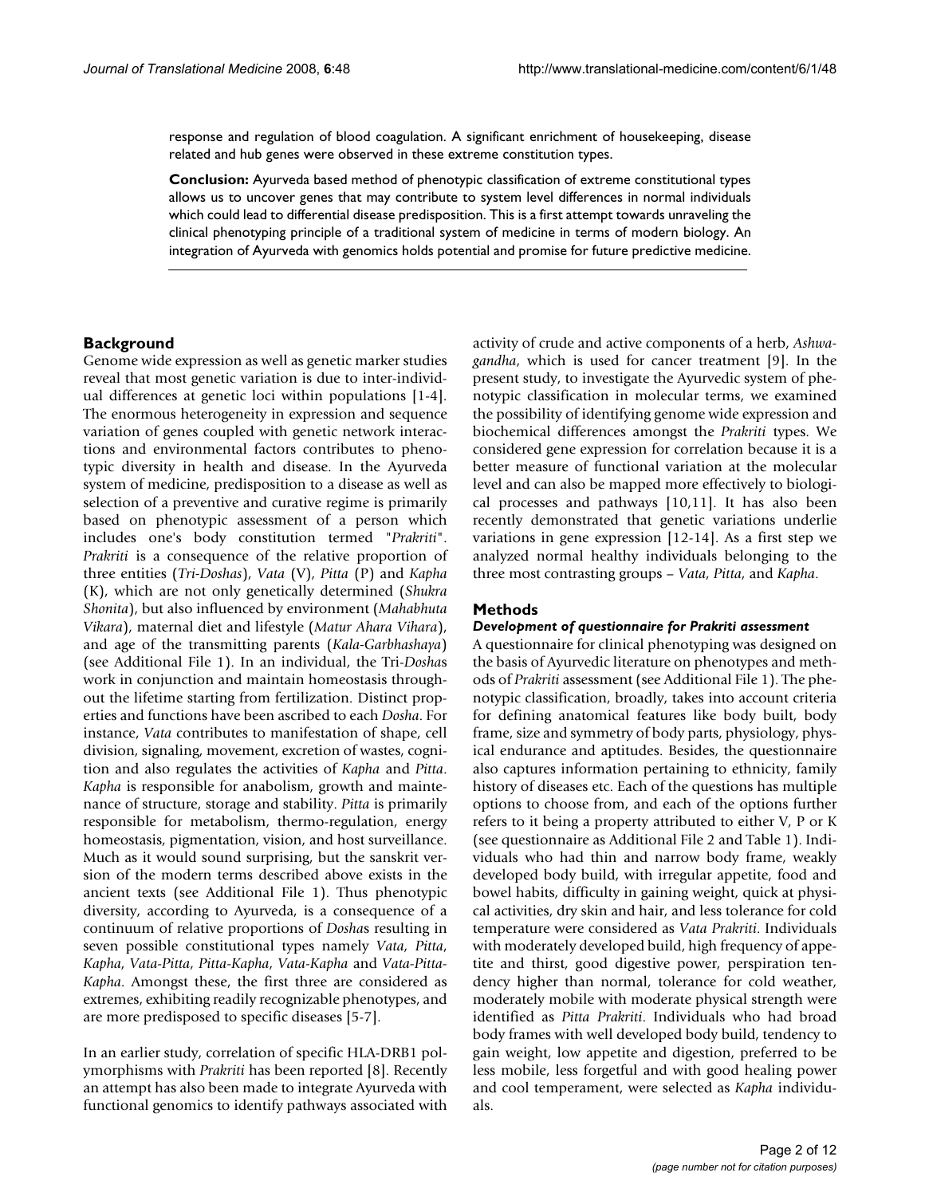response and regulation of blood coagulation. A significant enrichment of housekeeping, disease related and hub genes were observed in these extreme constitution types.

**Conclusion:** Ayurveda based method of phenotypic classification of extreme constitutional types allows us to uncover genes that may contribute to system level differences in normal individuals which could lead to differential disease predisposition. This is a first attempt towards unraveling the clinical phenotyping principle of a traditional system of medicine in terms of modern biology. An integration of Ayurveda with genomics holds potential and promise for future predictive medicine.

## Background

Genome wide expression as well as genetic marker studies reveal that most genetic variation is due to inter-individual differences at genetic loci within populations [1-4]. The enormous heterogeneity in expression and sequence variation of genes coupled with genetic network interactions and environmental factors contributes to phenotypic diversity in health and disease. In the Ayurveda system of medicine, predisposition to a disease as well as selection of a preventive and curative regime is primarily based on phenotypic assessment of a person which includes one's body constitution termed "*Prakriti*". *Prakriti* is a consequence of the relative proportion of three entities (*Tri-Doshas*), *Vata* (V), *Pitta* (P) and *Kapha* (K), which are not only genetically determined (*Shukra Shonita*), but also influenced by environment (*Mahabhuta Vikara*), maternal diet and lifestyle (*Matur Ahara Vihara*), and age of the transmitting parents (*Kala-Garbhashaya*) (see Additional File 1). In an individual, the Tri-*Dosha*s work in conjunction and maintain homeostasis throughout the lifetime starting from fertilization. Distinct properties and functions have been ascribed to each *Dosha*. For instance, *Vata* contributes to manifestation of shape, cell division, signaling, movement, excretion of wastes, cognition and also regulates the activities of *Kapha* and *Pitta*. *Kapha* is responsible for anabolism, growth and maintenance of structure, storage and stability. *Pitta* is primarily responsible for metabolism, thermo-regulation, energy homeostasis, pigmentation, vision, and host surveillance. Much as it would sound surprising, but the sanskrit version of the modern terms described above exists in the ancient texts (see Additional File 1). Thus phenotypic diversity, according to Ayurveda, is a consequence of a continuum of relative proportions of *Dosha*s resulting in seven possible constitutional types namely *Vata*, *Pitta*, *Kapha*, *Vata-Pitta*, *Pitta-Kapha*, *Vata-Kapha* and *Vata-Pitta-Kapha*. Amongst these, the first three are considered as extremes, exhibiting readily recognizable phenotypes, and are more predisposed to specific diseases [5-7].

In an earlier study, correlation of specific HLA-DRB1 polymorphisms with *Prakriti* has been reported [8]. Recently an attempt has also been made to integrate Ayurveda with functional genomics to identify pathways associated with activity of crude and active components of a herb, *Ashwagandha*, which is used for cancer treatment [9]. In the present study, to investigate the Ayurvedic system of phenotypic classification in molecular terms, we examined the possibility of identifying genome wide expression and biochemical differences amongst the *Prakriti* types. We considered gene expression for correlation because it is a better measure of functional variation at the molecular level and can also be mapped more effectively to biological processes and pathways [10,11]. It has also been recently demonstrated that genetic variations underlie variations in gene expression [12-14]. As a first step we analyzed normal healthy individuals belonging to the three most contrasting groups – *Vata*, *Pitta*, and *Kapha*.

## Methods

### *Development of questionnaire for Prakriti assessment*

A questionnaire for clinical phenotyping was designed on the basis of Ayurvedic literature on phenotypes and methods of *Prakriti* assessment (see Additional File 1). The phenotypic classification, broadly, takes into account criteria for defining anatomical features like body built, body frame, size and symmetry of body parts, physiology, physical endurance and aptitudes. Besides, the questionnaire also captures information pertaining to ethnicity, family history of diseases etc. Each of the questions has multiple options to choose from, and each of the options further refers to it being a property attributed to either V, P or K (see questionnaire as Additional File 2 and Table 1). Individuals who had thin and narrow body frame, weakly developed body build, with irregular appetite, food and bowel habits, difficulty in gaining weight, quick at physical activities, dry skin and hair, and less tolerance for cold temperature were considered as *Vata Prakriti*. Individuals with moderately developed build, high frequency of appetite and thirst, good digestive power, perspiration tendency higher than normal, tolerance for cold weather, moderately mobile with moderate physical strength were identified as *Pitta Prakriti*. Individuals who had broad body frames with well developed body build, tendency to gain weight, low appetite and digestion, preferred to be less mobile, less forgetful and with good healing power and cool temperament, were selected as *Kapha* individuals.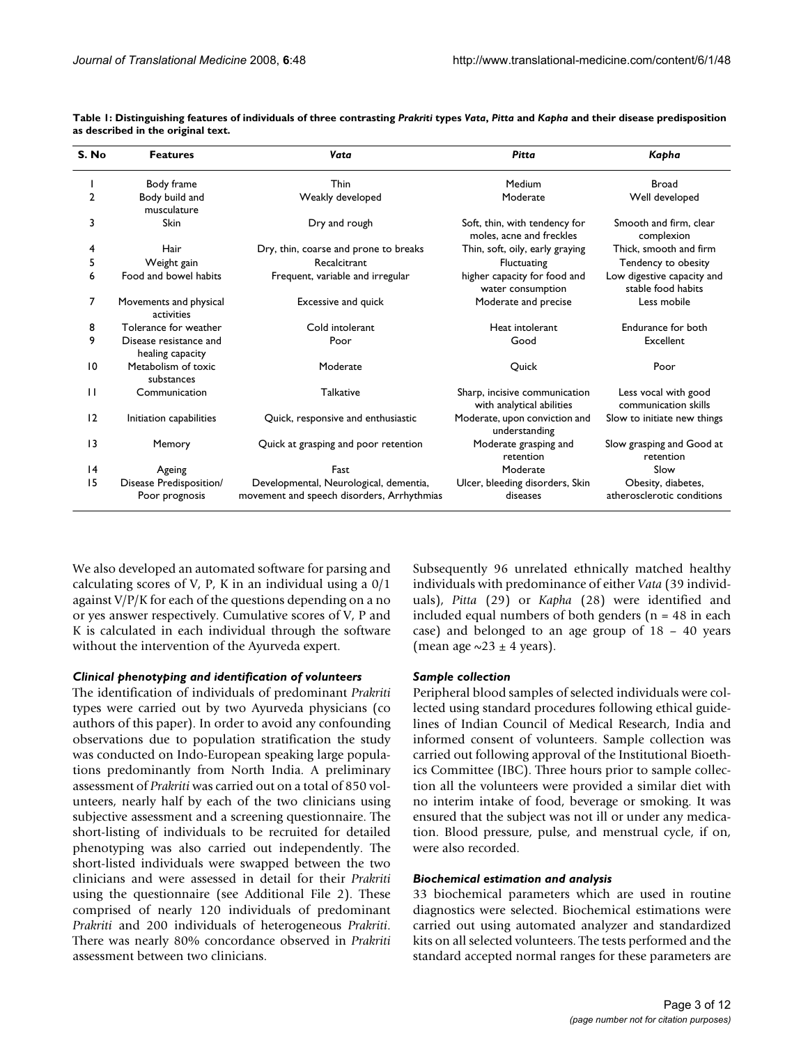**Table 1: Distinguishing features of individuals of three contrasting *Prakriti* types *Vata*, *Pitta* and *Kapha* and their disease predisposition as described in the original text.**

| S. No | Features | *Vata* | *Pitta* | *Kapha* |
|---|---|---|---|---|
| 1 | Body frame | Thin | Medium | Broad |
| 2 | Body build and musculature | Weakly developed | Moderate | Well developed |
| 3 | Skin | Dry and rough | Soft, thin, with tendency for moles, acne and freckles | Smooth and firm, clear complexion |
| 4 | Hair | Dry, thin, coarse and prone to breaks | Thin, soft, oily, early graying | Thick, smooth and firm |
| 5 | Weight gain | Recalcitrant | Fluctuating | Tendency to obesity |
| 6 | Food and bowel habits | Frequent, variable and irregular | higher capacity for food and water consumption | Low digestive capacity and stable food habits |
| 7 | Movements and physical activities | Excessive and quick | Moderate and precise | Less mobile |
| 8 | Tolerance for weather | Cold intolerant | Heat intolerant | Endurance for both |
| 9 | Disease resistance and healing capacity | Poor | Good | Excellent |
| 10 | Metabolism of toxic substances | Moderate | Quick | Poor |
| 11 | Communication | Talkative | Sharp, incisive communication with analytical abilities | Less vocal with good communication skills |
| 12 | Initiation capabilities | Quick, responsive and enthusiastic | Moderate, upon conviction and understanding | Slow to initiate new things |
| 13 | Memory | Quick at grasping and poor retention | Moderate grasping and retention | Slow grasping and Good at retention |
| 14 | Ageing | Fast | Moderate | Slow |
| 15 | Disease Predisposition/ Poor prognosis | Developmental, Neurological, dementia, movement and speech disorders, Arrhythmias | Ulcer, bleeding disorders, Skin diseases | Obesity, diabetes, atherosclerotic conditions |

We also developed an automated software for parsing and calculating scores of V, P, K in an individual using a 0/1 against V/P/K for each of the questions depending on a no or yes answer respectively. Cumulative scores of V, P and K is calculated in each individual through the software without the intervention of the Ayurveda expert.

### *Clinical phenotyping and identification of volunteers*

The identification of individuals of predominant *Prakriti* types were carried out by two Ayurveda physicians (co authors of this paper). In order to avoid any confounding observations due to population stratification the study was conducted on Indo-European speaking large populations predominantly from North India. A preliminary assessment of *Prakriti* was carried out on a total of 850 volunteers, nearly half by each of the two clinicians using subjective assessment and a screening questionnaire. The short-listing of individuals to be recruited for detailed phenotyping was also carried out independently. The short-listed individuals were swapped between the two clinicians and were assessed in detail for their *Prakriti* using the questionnaire (see Additional File 2). These comprised of nearly 120 individuals of predominant *Prakriti* and 200 individuals of heterogeneous *Prakriti*. There was nearly 80% concordance observed in *Prakriti* assessment between two clinicians.

Subsequently 96 unrelated ethnically matched healthy individuals with predominance of either *Vata* (39 individuals), *Pitta* (29) or *Kapha* (28) were identified and included equal numbers of both genders (n = 48 in each case) and belonged to an age group of 18 – 40 years (mean age ~23 ± 4 years).

### *Sample collection*

Peripheral blood samples of selected individuals were collected using standard procedures following ethical guidelines of Indian Council of Medical Research, India and informed consent of volunteers. Sample collection was carried out following approval of the Institutional Bioethics Committee (IBC). Three hours prior to sample collection all the volunteers were provided a similar diet with no interim intake of food, beverage or smoking. It was ensured that the subject was not ill or under any medication. Blood pressure, pulse, and menstrual cycle, if on, were also recorded.

### *Biochemical estimation and analysis*

33 biochemical parameters which are used in routine diagnostics were selected. Biochemical estimations were carried out using automated analyzer and standardized kits on all selected volunteers. The tests performed and the standard accepted normal ranges for these parameters are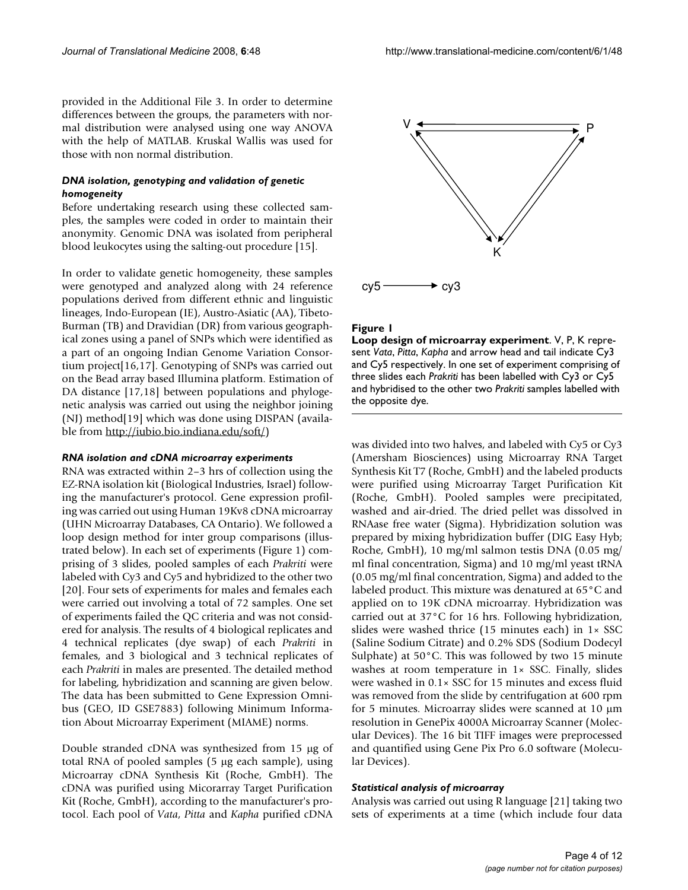provided in the Additional File 3. In order to determine differences between the groups, the parameters with normal distribution were analysed using one way ANOVA with the help of MATLAB. Kruskal Wallis was used for those with non normal distribution.

### *DNA isolation, genotyping and validation of genetic homogeneity*

Before undertaking research using these collected samples, the samples were coded in order to maintain their anonymity. Genomic DNA was isolated from peripheral blood leukocytes using the salting-out procedure [15].

In order to validate genetic homogeneity, these samples were genotyped and analyzed along with 24 reference populations derived from different ethnic and linguistic lineages, Indo-European (IE), Austro-Asiatic (AA), Tibeto-Burman (TB) and Dravidian (DR) from various geographical zones using a panel of SNPs which were identified as a part of an ongoing Indian Genome Variation Consortium project[16,17]. Genotyping of SNPs was carried out on the Bead array based Illumina platform. Estimation of DA distance [17,18] between populations and phylogenetic analysis was carried out using the neighbor joining (NJ) method[19] which was done using DISPAN (available from http://iubio.bio.indiana.edu/soft/)

### *RNA isolation and cDNA microarray experiments*

RNA was extracted within 2–3 hrs of collection using the EZ-RNA isolation kit (Biological Industries, Israel) following the manufacturer's protocol. Gene expression profiling was carried out using Human 19Kv8 cDNA microarray (UHN Microarray Databases, CA Ontario). We followed a loop design method for inter group comparisons (illustrated below). In each set of experiments (Figure 1) comprising of 3 slides, pooled samples of each *Prakriti* were labeled with Cy3 and Cy5 and hybridized to the other two [20]. Four sets of experiments for males and females each were carried out involving a total of 72 samples. One set of experiments failed the QC criteria and was not considered for analysis. The results of 4 biological replicates and 4 technical replicates (dye swap) of each *Prakriti* in females, and 3 biological and 3 technical replicates of each *Prakriti* in males are presented. The detailed method for labeling, hybridization and scanning are given below. The data has been submitted to Gene Expression Omnibus (GEO, ID GSE7883) following Minimum Information About Microarray Experiment (MIAME) norms.

Double stranded cDNA was synthesized from 15 μg of total RNA of pooled samples (5 μg each sample), using Microarray cDNA Synthesis Kit (Roche, GmbH). The cDNA was purified using Micorarray Target Purification Kit (Roche, GmbH), according to the manufacturer's protocol. Each pool of *Vata*, *Pitta* and *Kapha* purified cDNA was divided into two halves, and labeled with Cy5 or Cy3 (Amersham Biosciences) using Microarray RNA Target Synthesis Kit T7 (Roche, GmbH) and the labeled products were purified using Microarray Target Purification Kit (Roche, GmbH). Pooled samples were precipitated, washed and air-dried. The dried pellet was dissolved in RNAase free water (Sigma). Hybridization solution was prepared by mixing hybridization buffer (DIG Easy Hyb; Roche, GmbH), 10 mg/ml salmon testis DNA (0.05 mg/ml final concentration, Sigma) and 10 mg/ml yeast tRNA (0.05 mg/ml final concentration, Sigma) and added to the labeled product. This mixture was denatured at 65°C and applied on to 19K cDNA microarray. Hybridization was carried out at 37°C for 16 hrs. Following hybridization, slides were washed thrice (15 minutes each) in 1× SSC (Saline Sodium Citrate) and 0.2% SDS (Sodium Dodecyl Sulphate) at 50°C. This was followed by two 15 minute washes at room temperature in 1× SSC. Finally, slides were washed in 0.1× SSC for 15 minutes and excess fluid was removed from the slide by centrifugation at 600 rpm for 5 minutes. Microarray slides were scanned at 10 μm resolution in GenePix 4000A Microarray Scanner (Molecular Devices). The 16 bit TIFF images were preprocessed and quantified using Gene Pix Pro 6.0 software (Molecular Devices).

V ⟷ P, V ⟷ K, P ⟷ K

cy5 ⟶ cy3

**Figure 1**

**Loop design of microarray experiment**. V, P, K represent *Vata*, *Pitta*, *Kapha* and arrow head and tail indicate Cy3 and Cy5 respectively. In one set of experiment comprising of three slides each *Prakriti* has been labelled with Cy3 or Cy5 and hybridised to the other two *Prakriti* samples labelled with the opposite dye.

### *Statistical analysis of microarray*

Analysis was carried out using R language [21] taking two sets of experiments at a time (which include four data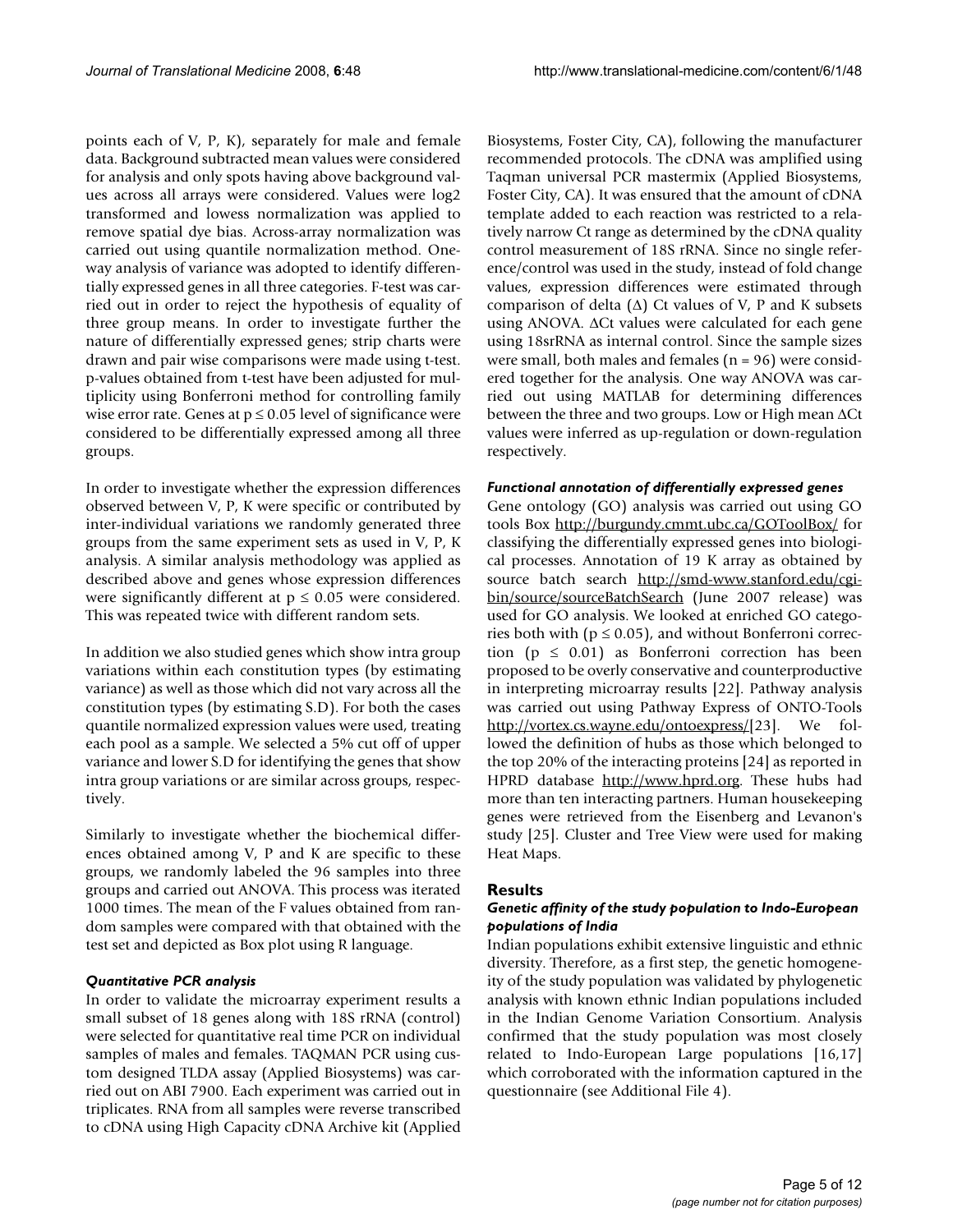points each of V, P, K), separately for male and female data. Background subtracted mean values were considered for analysis and only spots having above background values across all arrays were considered. Values were log2 transformed and lowess normalization was applied to remove spatial dye bias. Across-array normalization was carried out using quantile normalization method. One-way analysis of variance was adopted to identify differentially expressed genes in all three categories. F-test was carried out in order to reject the hypothesis of equality of three group means. In order to investigate further the nature of differentially expressed genes; strip charts were drawn and pair wise comparisons were made using t-test. p-values obtained from t-test have been adjusted for multiplicity using Bonferroni method for controlling family wise error rate. Genes at $p \leq 0.05$ level of significance were considered to be differentially expressed among all three groups.

In order to investigate whether the expression differences observed between V, P, K were specific or contributed by inter-individual variations we randomly generated three groups from the same experiment sets as used in V, P, K analysis. A similar analysis methodology was applied as described above and genes whose expression differences were significantly different at $p \leq 0.05$ were considered. This was repeated twice with different random sets.

In addition we also studied genes which show intra group variations within each constitution types (by estimating variance) as well as those which did not vary across all the constitution types (by estimating S.D). For both the cases quantile normalized expression values were used, treating each pool as a sample. We selected a 5% cut off of upper variance and lower S.D for identifying the genes that show intra group variations or are similar across groups, respectively.

Similarly to investigate whether the biochemical differences obtained among V, P and K are specific to these groups, we randomly labeled the 96 samples into three groups and carried out ANOVA. This process was iterated 1000 times. The mean of the F values obtained from random samples were compared with that obtained with the test set and depicted as Box plot using R language.

### *Quantitative PCR analysis*

In order to validate the microarray experiment results a small subset of 18 genes along with 18S rRNA (control) were selected for quantitative real time PCR on individual samples of males and females. TAQMAN PCR using custom designed TLDA assay (Applied Biosystems) was carried out on ABI 7900. Each experiment was carried out in triplicates. RNA from all samples were reverse transcribed to cDNA using High Capacity cDNA Archive kit (Applied Biosystems, Foster City, CA), following the manufacturer recommended protocols. The cDNA was amplified using Taqman universal PCR mastermix (Applied Biosystems, Foster City, CA). It was ensured that the amount of cDNA template added to each reaction was restricted to a relatively narrow Ct range as determined by the cDNA quality control measurement of 18S rRNA. Since no single reference/control was used in the study, instead of fold change values, expression differences were estimated through comparison of delta ($\Delta$) Ct values of V, P and K subsets using ANOVA. $\Delta$Ct values were calculated for each gene using 18srRNA as internal control. Since the sample sizes were small, both males and females ($n = 96$) were considered together for the analysis. One way ANOVA was carried out using MATLAB for determining differences between the three and two groups. Low or High mean $\Delta$Ct values were inferred as up-regulation or down-regulation respectively.

### *Functional annotation of differentially expressed genes*

Gene ontology (GO) analysis was carried out using GO tools Box http://burgundy.cmmt.ubc.ca/GOToolBox/ for classifying the differentially expressed genes into biological processes. Annotation of 19 K array as obtained by source batch search http://smd-www.stanford.edu/cgi-bin/source/sourceBatchSearch (June 2007 release) was used for GO analysis. We looked at enriched GO categories both with ($p \leq 0.05$), and without Bonferroni correction ($p \leq 0.01$) as Bonferroni correction has been proposed to be overly conservative and counterproductive in interpreting microarray results [22]. Pathway analysis was carried out using Pathway Express of ONTO-Tools http://vortex.cs.wayne.edu/ontoexpress/[23]. We followed the definition of hubs as those which belonged to the top 20% of the interacting proteins [24] as reported in HPRD database http://www.hprd.org. These hubs had more than ten interacting partners. Human housekeeping genes were retrieved from the Eisenberg and Levanon's study [25]. Cluster and Tree View were used for making Heat Maps.

## Results

### *Genetic affinity of the study population to Indo-European populations of India*

Indian populations exhibit extensive linguistic and ethnic diversity. Therefore, as a first step, the genetic homogeneity of the study population was validated by phylogenetic analysis with known ethnic Indian populations included in the Indian Genome Variation Consortium. Analysis confirmed that the study population was most closely related to Indo-European Large populations [16,17] which corroborated with the information captured in the questionnaire (see Additional File 4).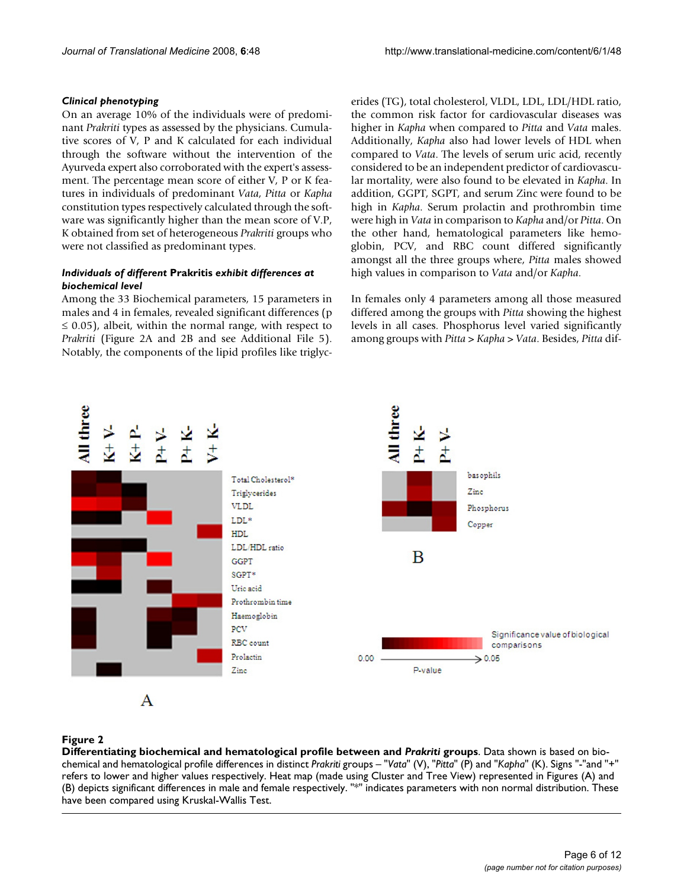### *Clinical phenotyping*

On an average 10% of the individuals were of predominant *Prakriti* types as assessed by the physicians. Cumulative scores of V, P and K calculated for each individual through the software without the intervention of the Ayurveda expert also corroborated with the expert's assessment. The percentage mean score of either V, P or K features in individuals of predominant *Vata*, *Pitta* or *Kapha* constitution types respectively calculated through the software was significantly higher than the mean score of V.P, K obtained from set of heterogeneous *Prakriti* groups who were not classified as predominant types.

### *Individuals of different* Prakritis *exhibit differences at biochemical level*

Among the 33 Biochemical parameters, 15 parameters in males and 4 in females, revealed significant differences ($p \leq 0.05$), albeit, within the normal range, with respect to *Prakriti* (Figure 2A and 2B and see Additional File 5). Notably, the components of the lipid profiles like triglycerides (TG), total cholesterol, VLDL, LDL, LDL/HDL ratio, the common risk factor for cardiovascular diseases was higher in *Kapha* when compared to *Pitta* and *Vata* males. Additionally, *Kapha* also had lower levels of HDL when compared to *Vata*. The levels of serum uric acid, recently considered to be an independent predictor of cardiovascular mortality, were also found to be elevated in *Kapha*. In addition, GGPT, SGPT, and serum Zinc were found to be high in *Kapha*. Serum prolactin and prothrombin time were high in *Vata* in comparison to *Kapha* and/or *Pitta*. On the other hand, hematological parameters like hemoglobin, PCV, and RBC count differed significantly amongst all the three groups where, *Pitta* males showed high values in comparison to *Vata* and/or *Kapha*.

In females only 4 parameters among all those measured differed among the groups with *Pitta* showing the highest levels in all cases. Phosphorus level varied significantly among groups with *Pitta* > *Kapha* > *Vata*. Besides, *Pitta* dif-

**Figure 2**

**Differentiating biochemical and hematological profile between and *Prakriti* groups**. Data shown is based on biochemical and hematological profile differences in distinct *Prakriti* groups – "*Vata*" (V), "*Pitta*" (P) and "*Kapha*" (K). Signs "-"and "+" refers to lower and higher values respectively. Heat map (made using Cluster and Tree View) represented in Figures (A) and (B) depicts significant differences in male and female respectively. "*" indicates parameters with non normal distribution. These have been compared using Kruskal-Wallis Test.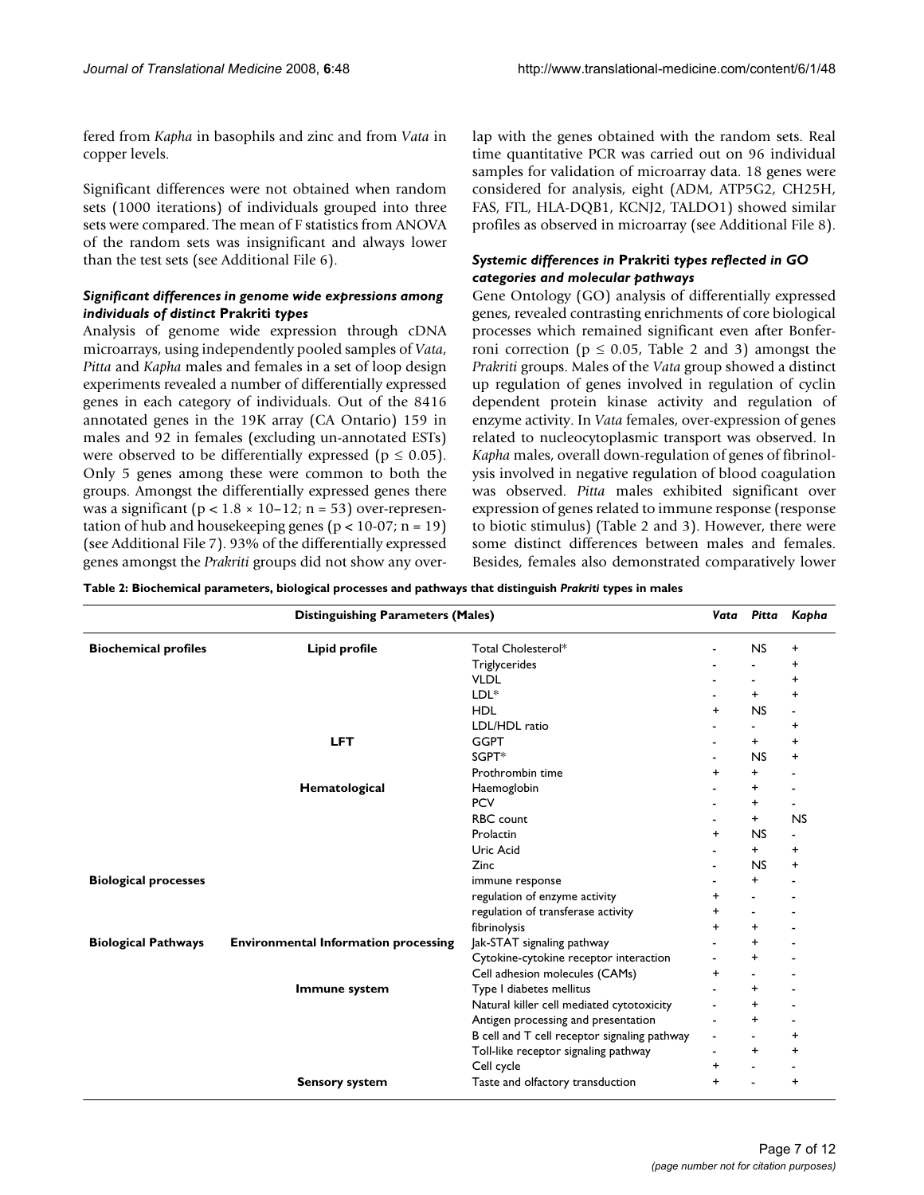fered from *Kapha* in basophils and zinc and from *Vata* in copper levels.

Significant differences were not obtained when random sets (1000 iterations) of individuals grouped into three sets were compared. The mean of F statistics from ANOVA of the random sets was insignificant and always lower than the test sets (see Additional File 6).

### *Significant differences in genome wide expressions among individuals of distinct* Prakriti *types*

Analysis of genome wide expression through cDNA microarrays, using independently pooled samples of *Vata*, *Pitta* and *Kapha* males and females in a set of loop design experiments revealed a number of differentially expressed genes in each category of individuals. Out of the 8416 annotated genes in the 19K array (CA Ontario) 159 in males and 92 in females (excluding un-annotated ESTs) were observed to be differentially expressed ($p \leq 0.05$). Only 5 genes among these were common to both the groups. Amongst the differentially expressed genes there was a significant ($p < 1.8 \times 10{-}12$; $n = 53$) over-representation of hub and housekeeping genes ($p < 10{-}07$; $n = 19$) (see Additional File 7). 93% of the differentially expressed genes amongst the *Prakriti* groups did not show any overlap with the genes obtained with the random sets. Real time quantitative PCR was carried out on 96 individual samples for validation of microarray data. 18 genes were considered for analysis, eight (ADM, ATP5G2, CH25H, FAS, FTL, HLA-DQB1, KCNJ2, TALDO1) showed similar profiles as observed in microarray (see Additional File 8).

### *Systemic differences in* Prakriti *types reflected in GO categories and molecular pathways*

Gene Ontology (GO) analysis of differentially expressed genes, revealed contrasting enrichments of core biological processes which remained significant even after Bonferroni correction ($p \leq 0.05$, Table 2 and 3) amongst the *Prakriti* groups. Males of the *Vata* group showed a distinct up regulation of genes involved in regulation of cyclin dependent protein kinase activity and regulation of enzyme activity. In *Vata* females, over-expression of genes related to nucleocytoplasmic transport was observed. In *Kapha* males, overall down-regulation of genes of fibrinolysis involved in negative regulation of blood coagulation was observed. *Pitta* males exhibited significant over expression of genes related to immune response (response to biotic stimulus) (Table 2 and 3). However, there were some distinct differences between males and females. Besides, females also demonstrated comparatively lower

**Table 2: Biochemical parameters, biological processes and pathways that distinguish *Prakriti* types in males**

| Distinguishing Parameters (Males) | | | *Vata* | *Pitta* | *Kapha* |
|---|---|---|---|---|---|
| **Biochemical profiles** | **Lipid profile** | Total Cholesterol* | - | NS | + |
| | | Triglycerides | - | - | + |
| | | VLDL | - | - | + |
| | | LDL* | - | + | + |
| | | HDL | + | NS | - |
| | | LDL/HDL ratio | - | - | + |
| | **LFT** | GGPT | - | + | + |
| | | SGPT* | - | NS | + |
| | | Prothrombin time | + | + | - |
| | **Hematological** | Haemoglobin | - | + | - |
| | | PCV | - | + | - |
| | | RBC count | - | + | NS |
| | | Prolactin | + | NS | - |
| | | Uric Acid | - | + | + |
| | | Zinc | - | NS | + |
| **Biological processes** | | immune response | - | + | - |
| | | regulation of enzyme activity | + | - | - |
| | | regulation of transferase activity | + | - | - |
| | | fibrinolysis | + | + | - |
| **Biological Pathways** | **Environmental Information processing** | Jak-STAT signaling pathway | - | + | - |
| | | Cytokine-cytokine receptor interaction | - | + | - |
| | | Cell adhesion molecules (CAMs) | + | - | - |
| | **Immune system** | Type I diabetes mellitus | - | + | - |
| | | Natural killer cell mediated cytotoxicity | - | + | - |
| | | Antigen processing and presentation | - | + | - |
| | | B cell and T cell receptor signaling pathway | - | - | + |
| | | Toll-like receptor signaling pathway | - | + | + |
| | | Cell cycle | + | - | - |
| | **Sensory system** | Taste and olfactory transduction | + | - | + |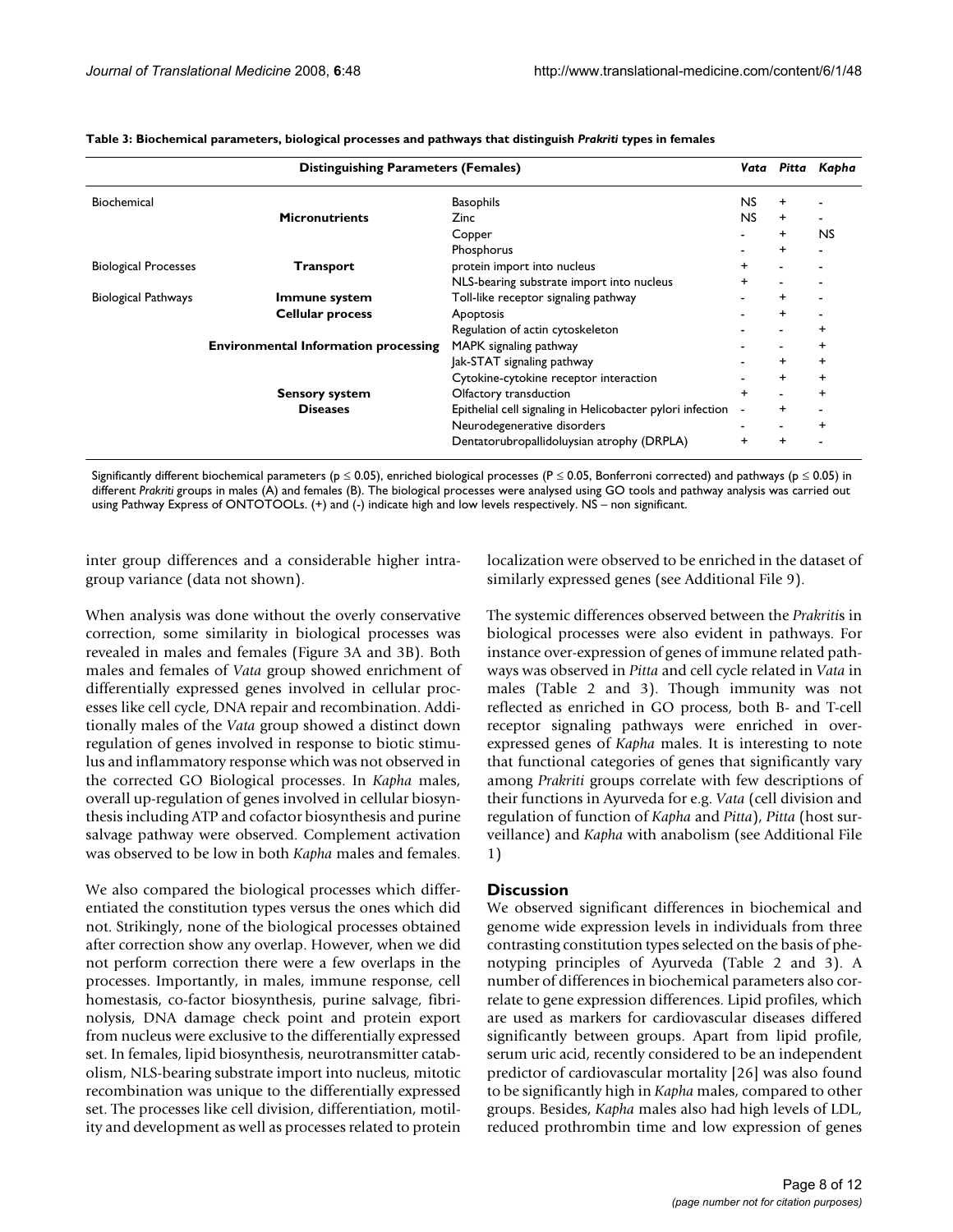**Table 3: Biochemical parameters, biological processes and pathways that distinguish *Prakriti* types in females**

| Distinguishing Parameters (Females) | | | *Vata* | *Pitta* | *Kapha* |
|---|---|---|---|---|---|
| Biochemical | | Basophils | NS | + | - |
| | **Micronutrients** | Zinc | NS | + | - |
| | | Copper | - | + | NS |
| | | Phosphorus | - | + | - |
| Biological Processes | **Transport** | protein import into nucleus | + | - | - |
| | | NLS-bearing substrate import into nucleus | + | - | - |
| Biological Pathways | **Immune system** | Toll-like receptor signaling pathway | - | + | - |
| | **Cellular process** | Apoptosis | - | + | - |
| | | Regulation of actin cytoskeleton | - | - | + |
| | **Environmental Information processing** | MAPK signaling pathway | - | - | + |
| | | Jak-STAT signaling pathway | - | + | + |
| | | Cytokine-cytokine receptor interaction | - | + | + |
| | **Sensory system** | Olfactory transduction | + | - | + |
| | **Diseases** | Epithelial cell signaling in Helicobacter pylori infection | - | + | - |
| | | Neurodegenerative disorders | - | - | + |
| | | Dentatorubropallidoluysian atrophy (DRPLA) | + | + | - |

Significantly different biochemical parameters ($p \leq 0.05$), enriched biological processes ($P \leq 0.05$, Bonferroni corrected) and pathways ($p \leq 0.05$) in different *Prakriti* groups in males (A) and females (B). The biological processes were analysed using GO tools and pathway analysis was carried out using Pathway Express of ONTOTOOLs. (+) and (-) indicate high and low levels respectively. NS – non significant.

inter group differences and a considerable higher intragroup variance (data not shown).

When analysis was done without the overly conservative correction, some similarity in biological processes was revealed in males and females (Figure 3A and 3B). Both males and females of *Vata* group showed enrichment of differentially expressed genes involved in cellular processes like cell cycle, DNA repair and recombination. Additionally males of the *Vata* group showed a distinct down regulation of genes involved in response to biotic stimulus and inflammatory response which was not observed in the corrected GO Biological processes. In *Kapha* males, overall up-regulation of genes involved in cellular biosynthesis including ATP and cofactor biosynthesis and purine salvage pathway were observed. Complement activation was observed to be low in both *Kapha* males and females.

We also compared the biological processes which differentiated the constitution types versus the ones which did not. Strikingly, none of the biological processes obtained after correction show any overlap. However, when we did not perform correction there were a few overlaps in the processes. Importantly, in males, immune response, cell homestasis, co-factor biosynthesis, purine salvage, fibrinolysis, DNA damage check point and protein export from nucleus were exclusive to the differentially expressed set. In females, lipid biosynthesis, neurotransmitter catabolism, NLS-bearing substrate import into nucleus, mitotic recombination was unique to the differentially expressed set. The processes like cell division, differentiation, motility and development as well as processes related to protein localization were observed to be enriched in the dataset of similarly expressed genes (see Additional File 9).

The systemic differences observed between the *Prakriti*s in biological processes were also evident in pathways. For instance over-expression of genes of immune related pathways was observed in *Pitta* and cell cycle related in *Vata* in males (Table 2 and 3). Though immunity was not reflected as enriched in GO process, both B- and T-cell receptor signaling pathways were enriched in over-expressed genes of *Kapha* males. It is interesting to note that functional categories of genes that significantly vary among *Prakriti* groups correlate with few descriptions of their functions in Ayurveda for e.g. *Vata* (cell division and regulation of function of *Kapha* and *Pitta*), *Pitta* (host surveillance) and *Kapha* with anabolism (see Additional File 1)

## Discussion

We observed significant differences in biochemical and genome wide expression levels in individuals from three contrasting constitution types selected on the basis of phenotyping principles of Ayurveda (Table 2 and 3). A number of differences in biochemical parameters also correlate to gene expression differences. Lipid profiles, which are used as markers for cardiovascular diseases differed significantly between groups. Apart from lipid profile, serum uric acid, recently considered to be an independent predictor of cardiovascular mortality [26] was also found to be significantly high in *Kapha* males, compared to other groups. Besides, *Kapha* males also had high levels of LDL, reduced prothrombin time and low expression of genes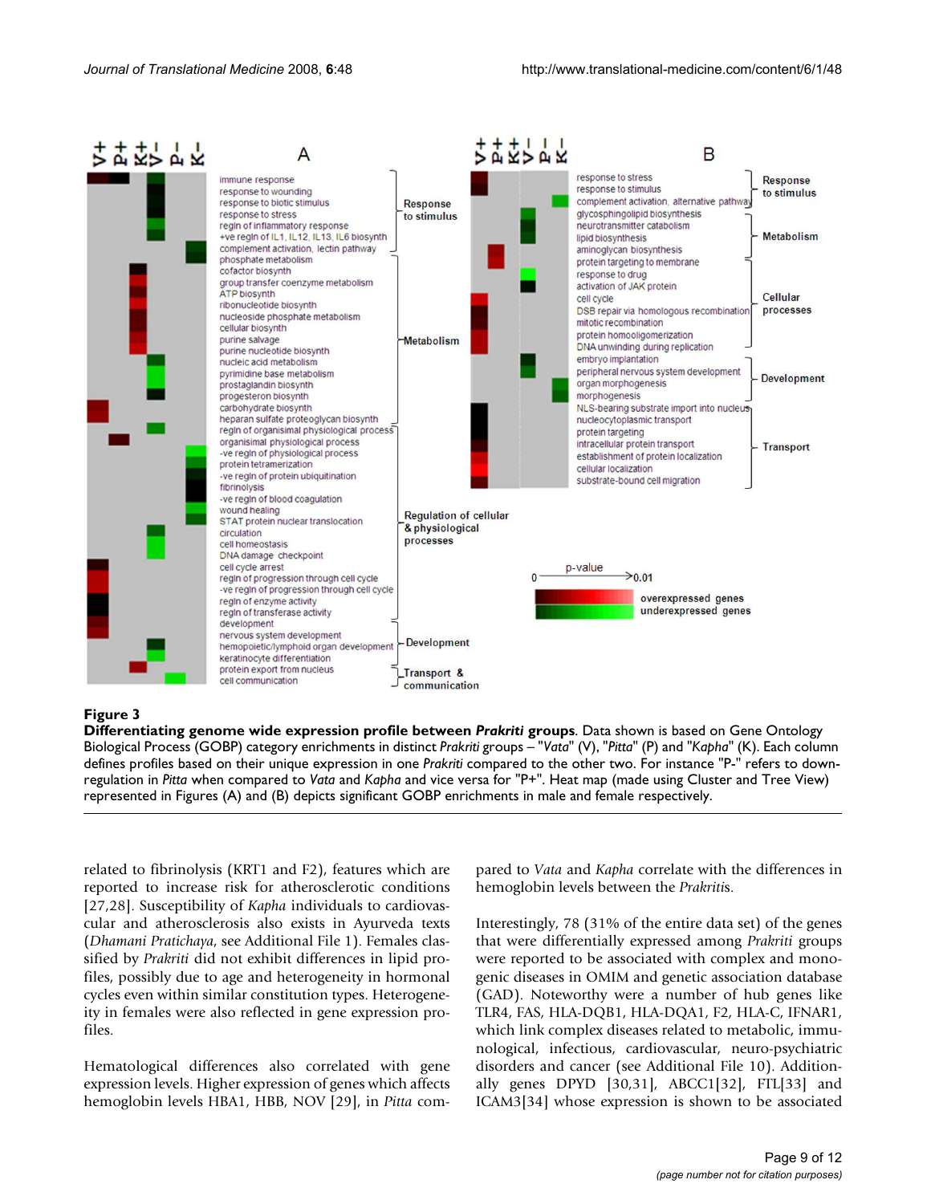**Figure 3**

**Differentiating genome wide expression profile between *Prakriti* groups**. Data shown is based on Gene Ontology Biological Process (GOBP) category enrichments in distinct *Prakriti* groups – "*Vata*" (V), "*Pitta*" (P) and "*Kapha*" (K). Each column defines profiles based on their unique expression in one *Prakriti* compared to the other two. For instance "P-" refers to down-regulation in *Pitta* when compared to *Vata* and *Kapha* and vice versa for "P+". Heat map (made using Cluster and Tree View) represented in Figures (A) and (B) depicts significant GOBP enrichments in male and female respectively.

related to fibrinolysis (KRT1 and F2), features which are reported to increase risk for atherosclerotic conditions [27,28]. Susceptibility of *Kapha* individuals to cardiovascular and atherosclerosis also exists in Ayurveda texts (*Dhamani Pratichaya*, see Additional File 1). Females classified by *Prakriti* did not exhibit differences in lipid profiles, possibly due to age and heterogeneity in hormonal cycles even within similar constitution types. Heterogeneity in females were also reflected in gene expression profiles.

Hematological differences also correlated with gene expression levels. Higher expression of genes which affects hemoglobin levels HBA1, HBB, NOV [29], in *Pitta* compared to *Vata* and *Kapha* correlate with the differences in hemoglobin levels between the *Prakriti*s.

Interestingly, 78 (31% of the entire data set) of the genes that were differentially expressed among *Prakriti* groups were reported to be associated with complex and monogenic diseases in OMIM and genetic association database (GAD). Noteworthy were a number of hub genes like TLR4, FAS, HLA-DQB1, HLA-DQA1, F2, HLA-C, IFNAR1, which link complex diseases related to metabolic, immunological, infectious, cardiovascular, neuro-psychiatric disorders and cancer (see Additional File 10). Additionally genes DPYD [30,31], ABCC1[32], FTL[33] and ICAM3[34] whose expression is shown to be associated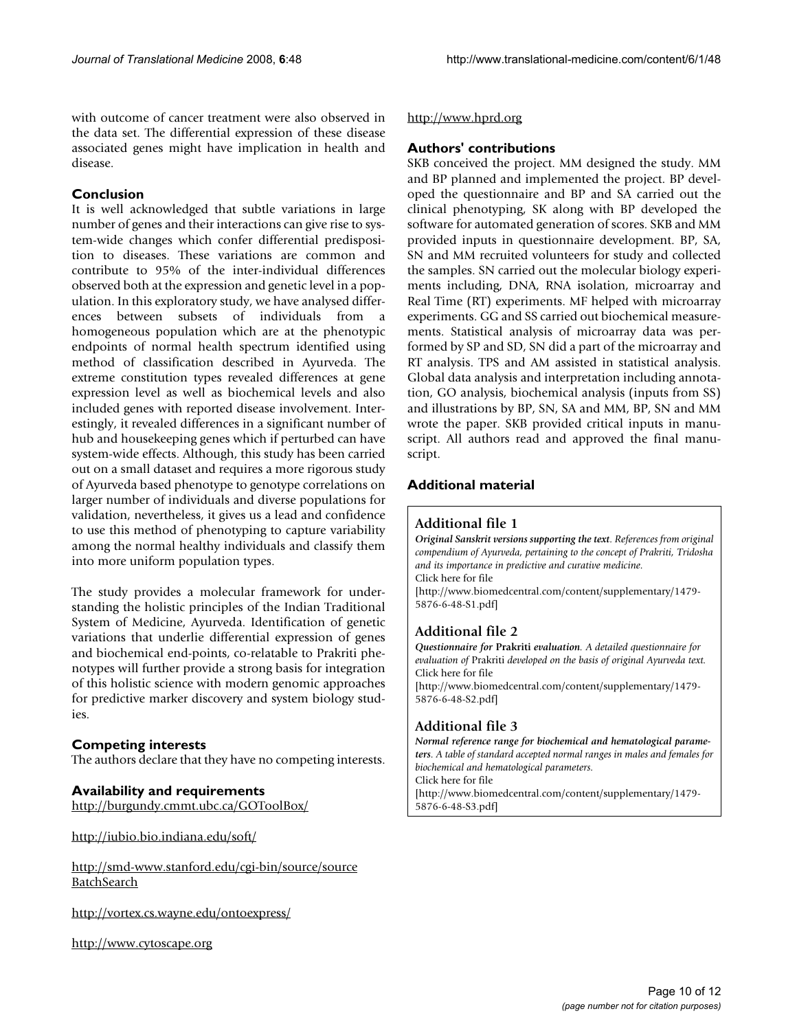with outcome of cancer treatment were also observed in the data set. The differential expression of these disease associated genes might have implication in health and disease.

## Conclusion

It is well acknowledged that subtle variations in large number of genes and their interactions can give rise to system-wide changes which confer differential predisposition to diseases. These variations are common and contribute to 95% of the inter-individual differences observed both at the expression and genetic level in a population. In this exploratory study, we have analysed differences between subsets of individuals from a homogeneous population which are at the phenotypic endpoints of normal health spectrum identified using method of classification described in Ayurveda. The extreme constitution types revealed differences at gene expression level as well as biochemical levels and also included genes with reported disease involvement. Interestingly, it revealed differences in a significant number of hub and housekeeping genes which if perturbed can have system-wide effects. Although, this study has been carried out on a small dataset and requires a more rigorous study of Ayurveda based phenotype to genotype correlations on larger number of individuals and diverse populations for validation, nevertheless, it gives us a lead and confidence to use this method of phenotyping to capture variability among the normal healthy individuals and classify them into more uniform population types.

The study provides a molecular framework for understanding the holistic principles of the Indian Traditional System of Medicine, Ayurveda. Identification of genetic variations that underlie differential expression of genes and biochemical end-points, co-relatable to Prakriti phenotypes will further provide a strong basis for integration of this holistic science with modern genomic approaches for predictive marker discovery and system biology studies.

## Competing interests

The authors declare that they have no competing interests.

## Availability and requirements

http://burgundy.cmmt.ubc.ca/GOToolBox/

http://iubio.bio.indiana.edu/soft/

http://smd-www.stanford.edu/cgi-bin/source/sourceBatchSearch

http://vortex.cs.wayne.edu/ontoexpress/

http://www.cytoscape.org

http://www.hprd.org

## Authors' contributions

SKB conceived the project. MM designed the study. MM and BP planned and implemented the project. BP developed the questionnaire and BP and SA carried out the clinical phenotyping, SK along with BP developed the software for automated generation of scores. SKB and MM provided inputs in questionnaire development. BP, SA, SN and MM recruited volunteers for study and collected the samples. SN carried out the molecular biology experiments including, DNA, RNA isolation, microarray and Real Time (RT) experiments. MF helped with microarray experiments. GG and SS carried out biochemical measurements. Statistical analysis of microarray data was performed by SP and SD, SN did a part of the microarray and RT analysis. TPS and AM assisted in statistical analysis. Global data analysis and interpretation including annotation, GO analysis, biochemical analysis (inputs from SS) and illustrations by BP, SN, SA and MM, BP, SN and MM wrote the paper. SKB provided critical inputs in manuscript. All authors read and approved the final manuscript.

## Additional material

### Additional file 1

***Original Sanskrit versions supporting the text**. References from original compendium of Ayurveda, pertaining to the concept of Prakriti, Tridosha and its importance in predictive and curative medicine.*
Click here for file
[http://www.biomedcentral.com/content/supplementary/1479-5876-6-48-S1.pdf]

### Additional file 2

***Questionnaire for** Prakriti **evaluation**. A detailed questionnaire for evaluation of* Prakriti *developed on the basis of original Ayurveda text.*
Click here for file
[http://www.biomedcentral.com/content/supplementary/1479-5876-6-48-S2.pdf]

### Additional file 3

***Normal reference range for biochemical and hematological parameters**. A table of standard accepted normal ranges in males and females for biochemical and hematological parameters.*
Click here for file
[http://www.biomedcentral.com/content/supplementary/1479-5876-6-48-S3.pdf]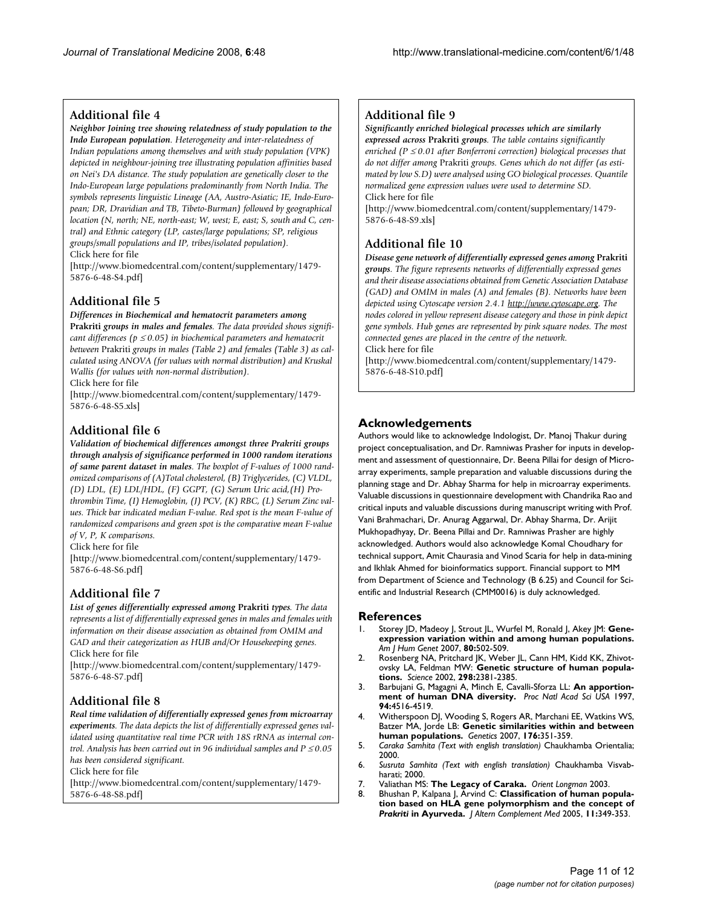## Additional file 4

***Neighbor Joining tree showing relatedness of study population to the Indo European population**. Heterogeneity and inter-relatedness of Indian populations among themselves and with study population (VPK) depicted in neighbour-joining tree illustrating population affinities based on Nei's DA distance. The study population are genetically closer to the Indo-European large populations predominantly from North India. The symbols represents linguistic Lineage (AA, Austro-Asiatic; IE, Indo-European; DR, Dravidian and TB, Tibeto-Burman) followed by geographical location (N, north; NE, north-east; W, west; E, east; S, south and C, central) and Ethnic category (LP, castes/large populations; SP, religious groups/small populations and IP, tribes/isolated population).*

Click here for file

[http://www.biomedcentral.com/content/supplementary/1479-5876-6-48-S4.pdf]

## Additional file 5

***Differences in Biochemical and hematocrit parameters among Prakriti groups in males and females**. The data provided shows significant differences ($p \leq 0.05$) in biochemical parameters and hematocrit between Prakriti groups in males (Table 2) and females (Table 3) as calculated using ANOVA (for values with normal distribution) and Kruskal Wallis (for values with non-normal distribution).*

Click here for file

[http://www.biomedcentral.com/content/supplementary/1479-5876-6-48-S5.xls]

## Additional file 6

***Validation of biochemical differences amongst three Prakriti groups through analysis of significance performed in 1000 random iterations of same parent dataset in males**. The boxplot of F-values of 1000 randomized comparisons of (A)Total cholesterol, (B) Triglycerides, (C) VLDL, (D) LDL, (E) LDL/HDL, (F) GGPT, (G) Serum Uric acid,(H) Prothrombin Time, (I) Hemoglobin, (J) PCV, (K) RBC, (L) Serum Zinc values. Thick bar indicated median F-value. Red spot is the mean F-value of randomized comparisons and green spot is the comparative mean F-value of V, P, K comparisons.*

Click here for file

[http://www.biomedcentral.com/content/supplementary/1479-5876-6-48-S6.pdf]

## Additional file 7

***List of genes differentially expressed among Prakriti types**. The data represents a list of differentially expressed genes in males and females with information on their disease association as obtained from OMIM and GAD and their categorization as HUB and/Or Housekeeping genes.*

Click here for file

[http://www.biomedcentral.com/content/supplementary/1479-5876-6-48-S7.pdf]

## Additional file 8

***Real time validation of differentially expressed genes from microarray experiments**. The data depicts the list of differentially expressed genes validated using quantitative real time PCR with 18S rRNA as internal control. Analysis has been carried out in 96 individual samples and $P \leq 0.05$ has been considered significant.*

Click here for file

[http://www.biomedcentral.com/content/supplementary/1479-5876-6-48-S8.pdf]

## Additional file 9

***Significantly enriched biological processes which are similarly expressed across Prakriti groups**. The table contains significantly enriched ($P \leq 0.01$ after Bonferroni correction) biological processes that do not differ among Prakriti groups. Genes which do not differ (as estimated by low S.D) were analysed using GO biological processes. Quantile normalized gene expression values were used to determine SD.*

Click here for file

[http://www.biomedcentral.com/content/supplementary/1479-5876-6-48-S9.xls]

## Additional file 10

***Disease gene network of differentially expressed genes among Prakriti groups**. The figure represents networks of differentially expressed genes and their disease associations obtained from Genetic Association Database (GAD) and OMIM in males (A) and females (B). Networks have been depicted using Cytoscape version 2.4.1 http://www.cytoscape.org. The nodes colored in yellow represent disease category and those in pink depict gene symbols. Hub genes are represented by pink square nodes. The most connected genes are placed in the centre of the network.*

Click here for file

[http://www.biomedcentral.com/content/supplementary/1479-5876-6-48-S10.pdf]

## Acknowledgements

Authors would like to acknowledge Indologist, Dr. Manoj Thakur during project conceptualisation, and Dr. Ramniwas Prasher for inputs in development and assessment of questionnaire, Dr. Beena Pillai for design of Microarray experiments, sample preparation and valuable discussions during the planning stage and Dr. Abhay Sharma for help in microarray experiments. Valuable discussions in questionnaire development with Chandrika Rao and critical inputs and valuable discussions during manuscript writing with Prof. Vani Brahmachari, Dr. Anurag Aggarwal, Dr. Abhay Sharma, Dr. Arijit Mukhopadhyay, Dr. Beena Pillai and Dr. Ramniwas Prasher are highly acknowledged. Authors would also acknowledge Komal Choudhary for technical support, Amit Chaurasia and Vinod Scaria for help in data-mining and Ikhlak Ahmed for bioinformatics support. Financial support to MM from Department of Science and Technology (B 6.25) and Council for Scientific and Industrial Research (CMM0016) is duly acknowledged.

## References

1. Storey JD, Madeoy J, Strout JL, Wurfel M, Ronald J, Akey JM: **Gene-expression variation within and among human populations.** *Am J Hum Genet* 2007, **80:**502-509.
2. Rosenberg NA, Pritchard JK, Weber JL, Cann HM, Kidd KK, Zhivotovsky LA, Feldman MW: **Genetic structure of human populations.** *Science* 2002, **298:**2381-2385.
3. Barbujani G, Magagni A, Minch E, Cavalli-Sforza LL: **An apportionment of human DNA diversity.** *Proc Natl Acad Sci USA* 1997, **94:**4516-4519.
4. Witherspoon DJ, Wooding S, Rogers AR, Marchani EE, Watkins WS, Batzer MA, Jorde LB: **Genetic similarities within and between human populations.** *Genetics* 2007, **176:**351-359.
5. *Caraka Samhita (Text with english translation)* Chaukhamba Orientalia; 2000.
6. *Susruta Samhita (Text with english translation)* Chaukhamba Visvabharati; 2000.
7. Valiathan MS: **The Legacy of Caraka.** *Orient Longman* 2003.
8. Bhushan P, Kalpana J, Arvind C: **Classification of human population based on HLA gene polymorphism and the concept of *Prakriti* in Ayurveda.** *J Altern Complement Med* 2005, **11:**349-353.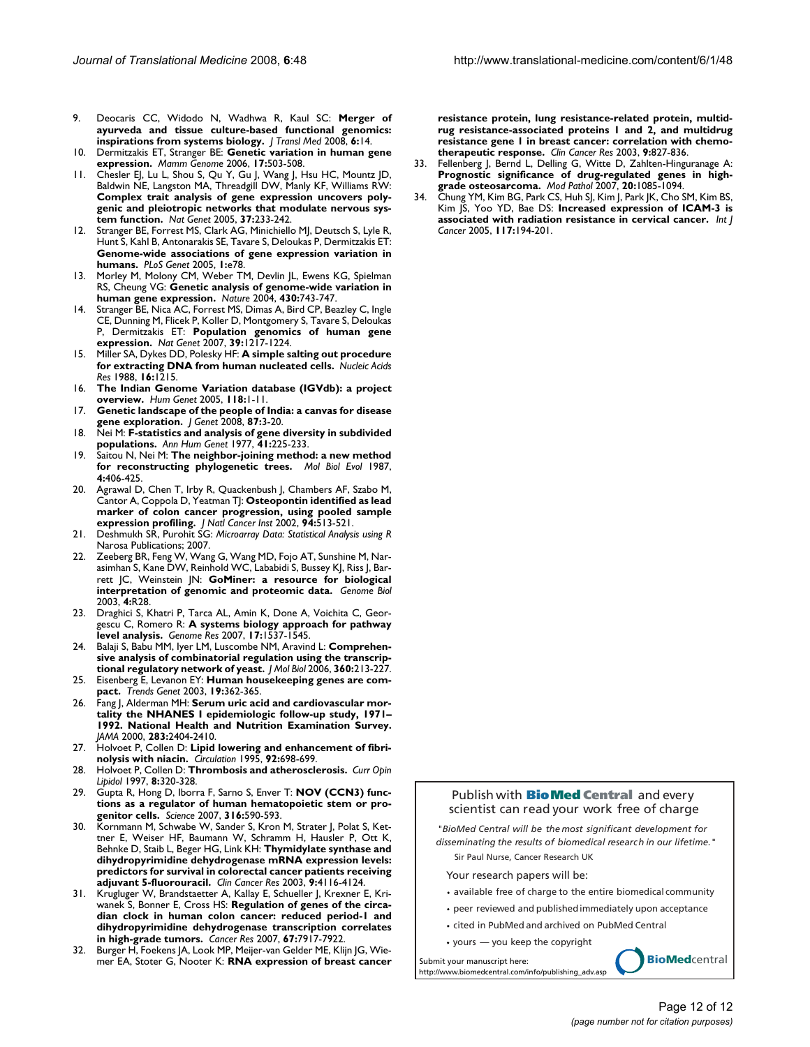9. Deocaris CC, Widodo N, Wadhwa R, Kaul SC: **Merger of ayurveda and tissue culture-based functional genomics: inspirations from systems biology.** *J Transl Med* 2008, **6:**14.
10. Dermitzakis ET, Stranger BE: **Genetic variation in human gene expression.** *Mamm Genome* 2006, **17:**503-508.
11. Chesler EJ, Lu L, Shou S, Qu Y, Gu J, Wang J, Hsu HC, Mountz JD, Baldwin NE, Langston MA, Threadgill DW, Manly KF, Williams RW: **Complex trait analysis of gene expression uncovers polygenic and pleiotropic networks that modulate nervous system function.** *Nat Genet* 2005, **37:**233-242.
12. Stranger BE, Forrest MS, Clark AG, Minichiello MJ, Deutsch S, Lyle R, Hunt S, Kahl B, Antonarakis SE, Tavare S, Deloukas P, Dermitzakis ET: **Genome-wide associations of gene expression variation in humans.** *PLoS Genet* 2005, **1:**e78.
13. Morley M, Molony CM, Weber TM, Devlin JL, Ewens KG, Spielman RS, Cheung VG: **Genetic analysis of genome-wide variation in human gene expression.** *Nature* 2004, **430:**743-747.
14. Stranger BE, Nica AC, Forrest MS, Dimas A, Bird CP, Beazley C, Ingle CE, Dunning M, Flicek P, Koller D, Montgomery S, Tavare S, Deloukas P, Dermitzakis ET: **Population genomics of human gene expression.** *Nat Genet* 2007, **39:**1217-1224.
15. Miller SA, Dykes DD, Polesky HF: **A simple salting out procedure for extracting DNA from human nucleated cells.** *Nucleic Acids Res* 1988, **16:**1215.
16. **The Indian Genome Variation database (IGVdb): a project overview.** *Hum Genet* 2005, **118:**1-11.
17. **Genetic landscape of the people of India: a canvas for disease gene exploration.** *J Genet* 2008, **87:**3-20.
18. Nei M: **F-statistics and analysis of gene diversity in subdivided populations.** *Ann Hum Genet* 1977, **41:**225-233.
19. Saitou N, Nei M: **The neighbor-joining method: a new method for reconstructing phylogenetic trees.** *Mol Biol Evol* 1987, **4:**406-425.
20. Agrawal D, Chen T, Irby R, Quackenbush J, Chambers AF, Szabo M, Cantor A, Coppola D, Yeatman TJ: **Osteopontin identified as lead marker of colon cancer progression, using pooled sample expression profiling.** *J Natl Cancer Inst* 2002, **94:**513-521.
21. Deshmukh SR, Purohit SG: *Microarray Data: Statistical Analysis using R* Narosa Publications; 2007.
22. Zeeberg BR, Feng W, Wang G, Wang MD, Fojo AT, Sunshine M, Narasimhan S, Kane DW, Reinhold WC, Lababidi S, Bussey KJ, Riss J, Barrett JC, Weinstein JN: **GoMiner: a resource for biological interpretation of genomic and proteomic data.** *Genome Biol* 2003, **4:**R28.
23. Draghici S, Khatri P, Tarca AL, Amin K, Done A, Voichita C, Georgescu C, Romero R: **A systems biology approach for pathway level analysis.** *Genome Res* 2007, **17:**1537-1545.
24. Balaji S, Babu MM, Iyer LM, Luscombe NM, Aravind L: **Comprehensive analysis of combinatorial regulation using the transcriptional regulatory network of yeast.** *J Mol Biol* 2006, **360:**213-227.
25. Eisenberg E, Levanon EY: **Human housekeeping genes are compact.** *Trends Genet* 2003, **19:**362-365.
26. Fang J, Alderman MH: **Serum uric acid and cardiovascular mortality the NHANES I epidemiologic follow-up study, 1971–1992. National Health and Nutrition Examination Survey.** *JAMA* 2000, **283:**2404-2410.
27. Holvoet P, Collen D: **Lipid lowering and enhancement of fibrinolysis with niacin.** *Circulation* 1995, **92:**698-699.
28. Holvoet P, Collen D: **Thrombosis and atherosclerosis.** *Curr Opin Lipidol* 1997, **8:**320-328.
29. Gupta R, Hong D, Iborra F, Sarno S, Enver T: **NOV (CCN3) functions as a regulator of human hematopoietic stem or progenitor cells.** *Science* 2007, **316:**590-593.
30. Kornmann M, Schwabe W, Sander S, Kron M, Strater J, Polat S, Kettner E, Weiser HF, Baumann W, Schramm H, Hausler P, Ott K, Behnke D, Staib L, Beger HG, Link KH: **Thymidylate synthase and dihydropyrimidine dehydrogenase mRNA expression levels: predictors for survival in colorectal cancer patients receiving adjuvant 5-fluorouracil.** *Clin Cancer Res* 2003, **9:**4116-4124.
31. Krugluger W, Brandstaetter A, Kallay E, Schueller J, Krexner E, Kriwanek S, Bonner E, Cross HS: **Regulation of genes of the circadian clock in human colon cancer: reduced period-1 and dihydropyrimidine dehydrogenase transcription correlates in high-grade tumors.** *Cancer Res* 2007, **67:**7917-7922.
32. Burger H, Foekens JA, Look MP, Meijer-van Gelder ME, Klijn JG, Wiemer EA, Stoter G, Nooter K: **RNA expression of breast cancer resistance protein, lung resistance-related protein, multidrug resistance-associated proteins 1 and 2, and multidrug resistance gene 1 in breast cancer: correlation with chemotherapeutic response.** *Clin Cancer Res* 2003, **9:**827-836.
33. Fellenberg J, Bernd L, Delling G, Witte D, Zahlten-Hinguranage A: **Prognostic significance of drug-regulated genes in high-grade osteosarcoma.** *Mod Pathol* 2007, **20:**1085-1094.
34. Chung YM, Kim BG, Park CS, Huh SJ, Kim J, Park JK, Cho SM, Kim BS, Kim JS, Yoo YD, Bae DS: **Increased expression of ICAM-3 is associated with radiation resistance in cervical cancer.** *Int J Cancer* 2005, **117:**194-201.

Publish with **BioMed Central** and every scientist can read your work free of charge

*"BioMed Central will be the most significant development for disseminating the results of biomedical research in our lifetime."*
Sir Paul Nurse, Cancer Research UK

Your research papers will be:

- available free of charge to the entire biomedical community
- peer reviewed and published immediately upon acceptance
- cited in PubMed and archived on PubMed Central
- yours — you keep the copyright

Submit your manuscript here:
http://www.biomedcentral.com/info/publishing_adv.asp

**BioMed**central